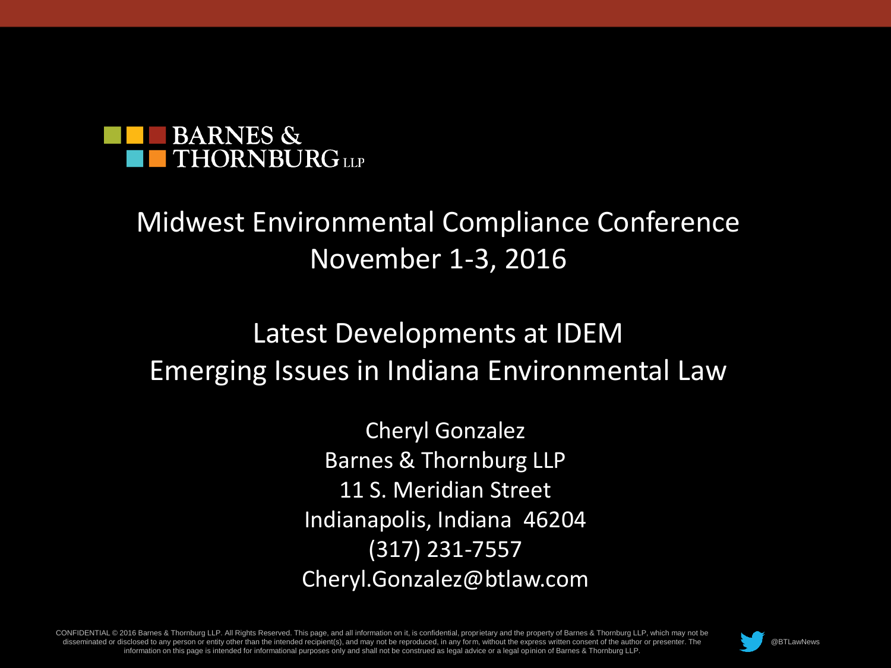BARNES & THORNBURG LLP

# Midwest Environmental Compliance Conference
## November 1-3, 2016

# Latest Developments at IDEM
## Emerging Issues in Indiana Environmental Law

Cheryl Gonzalez
Barnes & Thornburg LLP
11 S. Meridian Street
Indianapolis, Indiana 46204
(317) 231-7557
Cheryl.Gonzalez@btlaw.com

CONFIDENTIAL © 2016 Barnes & Thornburg LLP. All Rights Reserved. This page, and all information on it, is confidential, proprietary and the property of Barnes & Thornburg LLP, which may not be disseminated or disclosed to any person or entity other than the intended recipient(s), and may not be reproduced, in any form, without the express written consent of the author or presenter. The information on this page is intended for informational purposes only and shall not be construed as legal advice or a legal opinion of Barnes & Thornburg LLP.

@BTLawNews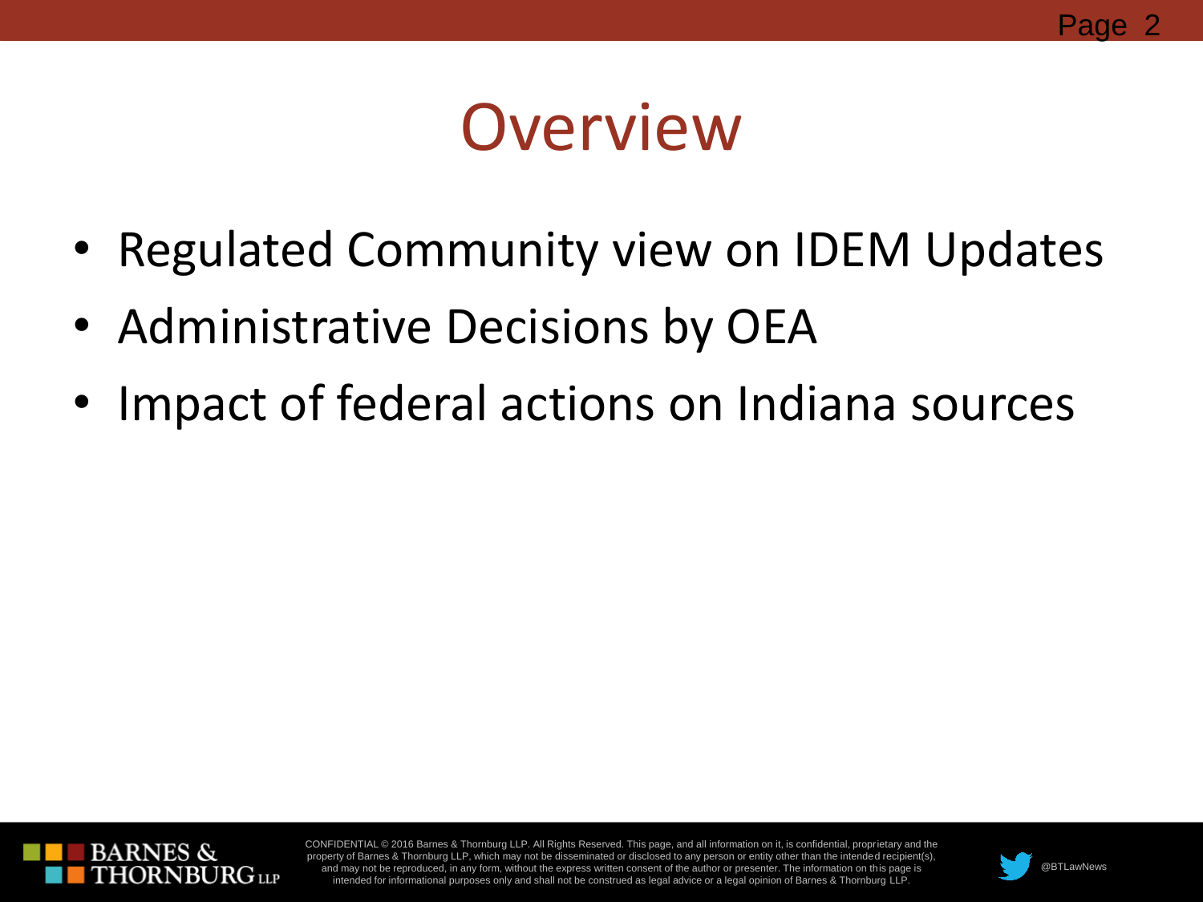# Overview

- Regulated Community view on IDEM Updates
- Administrative Decisions by OEA
- Impact of federal actions on Indiana sources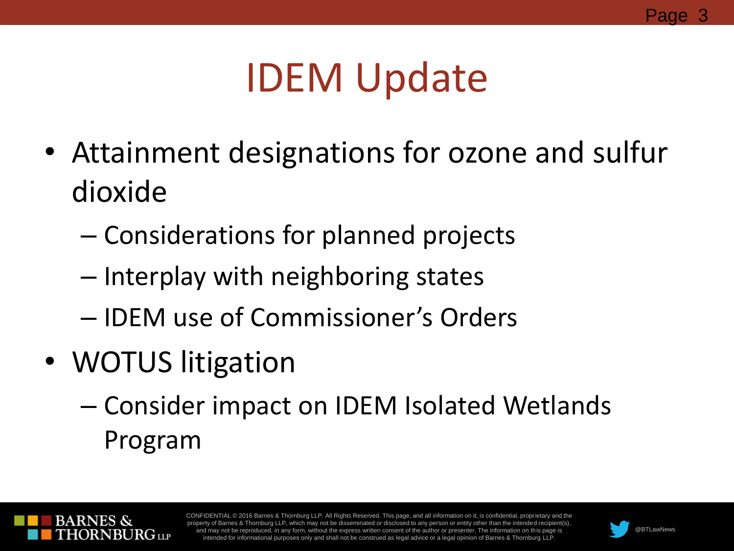# IDEM Update

- Attainment designations for ozone and sulfur dioxide
  - Considerations for planned projects
  - Interplay with neighboring states
  - IDEM use of Commissioner's Orders
- WOTUS litigation
  - Consider impact on IDEM Isolated Wetlands Program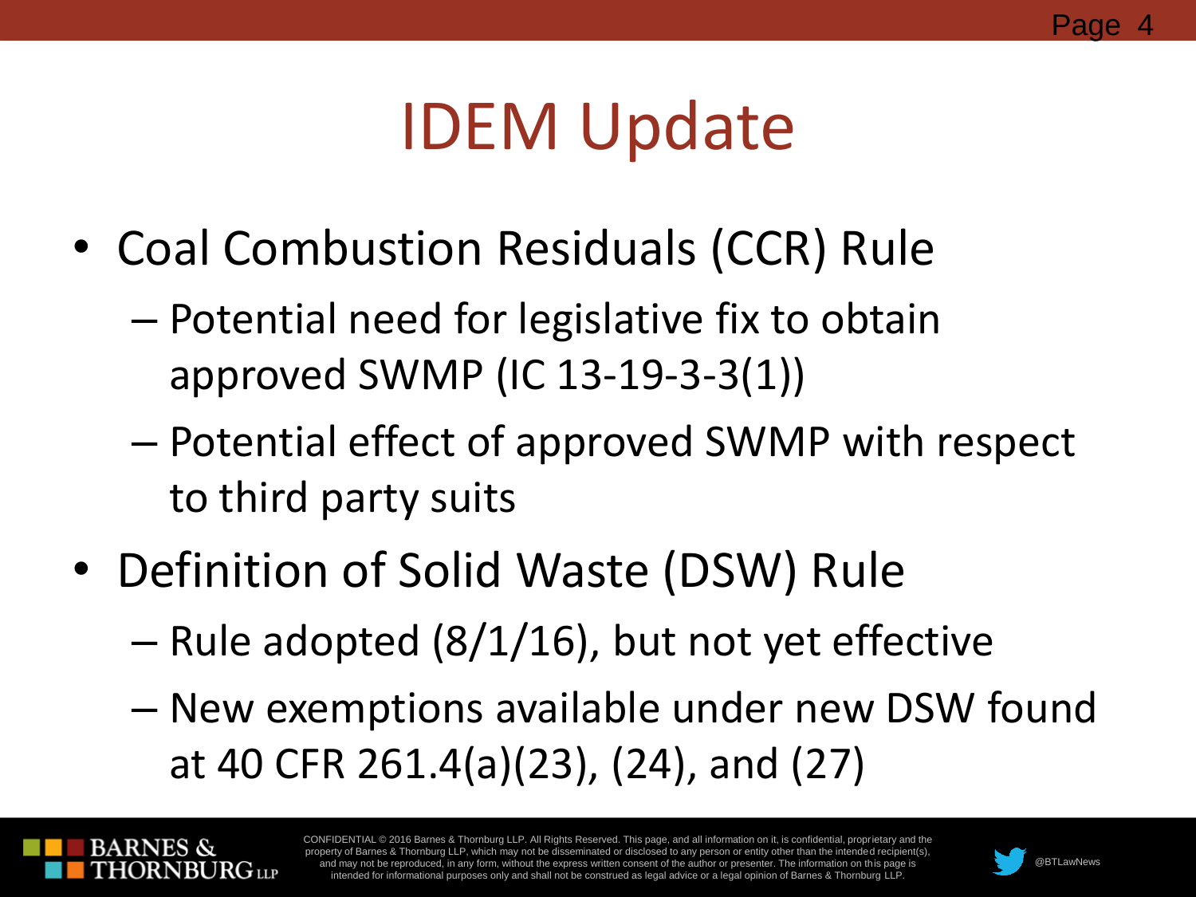# IDEM Update

- Coal Combustion Residuals (CCR) Rule
  - Potential need for legislative fix to obtain approved SWMP (IC 13-19-3-3(1))
  - Potential effect of approved SWMP with respect to third party suits
- Definition of Solid Waste (DSW) Rule
  - Rule adopted (8/1/16), but not yet effective
  - New exemptions available under new DSW found at 40 CFR 261.4(a)(23), (24), and (27)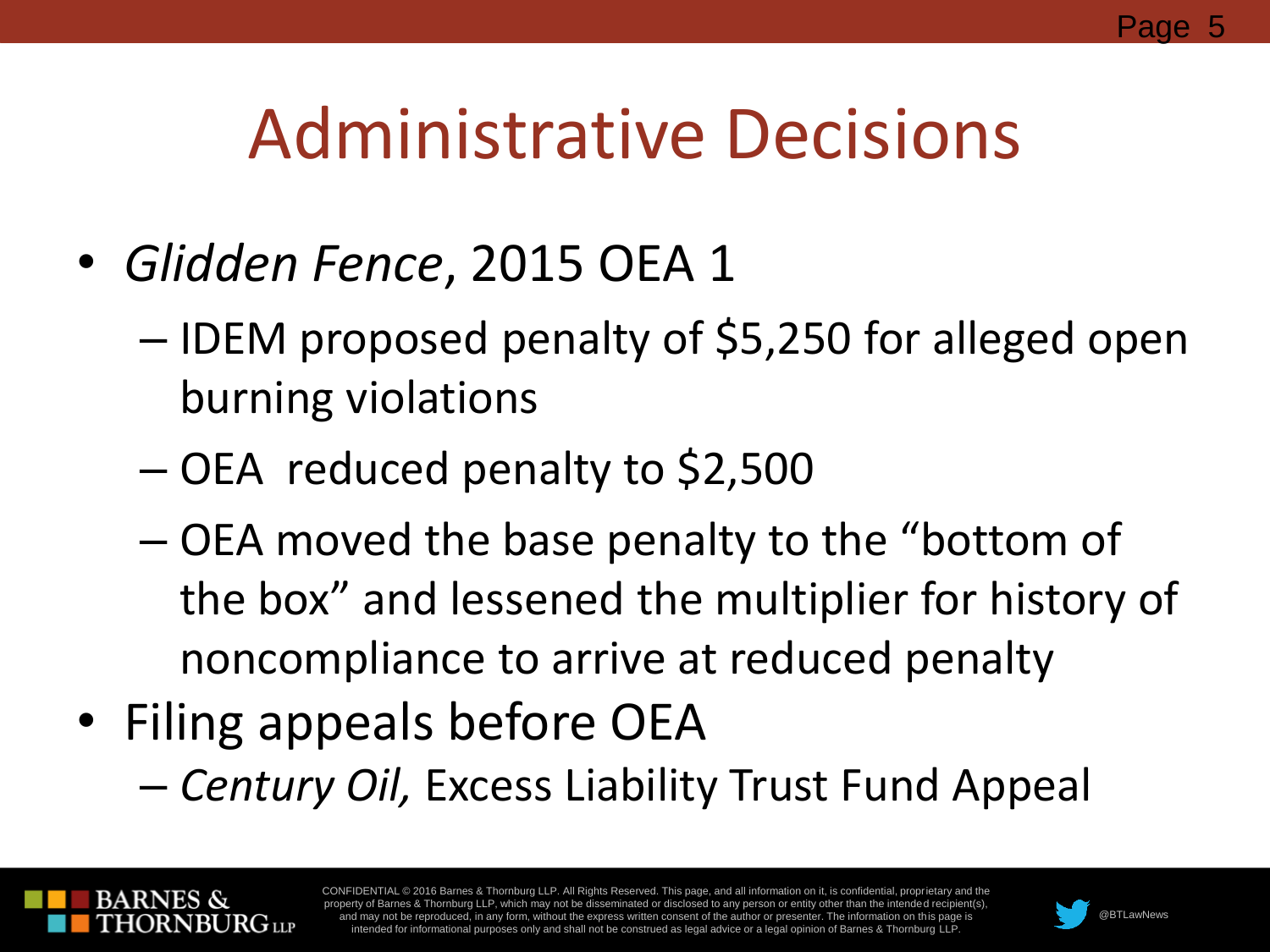# Administrative Decisions

- *Glidden Fence*, 2015 OEA 1
  - IDEM proposed penalty of $5,250 for alleged open burning violations
  - OEA reduced penalty to $2,500
  - OEA moved the base penalty to the "bottom of the box" and lessened the multiplier for history of noncompliance to arrive at reduced penalty
- Filing appeals before OEA
  - *Century Oil,* Excess Liability Trust Fund Appeal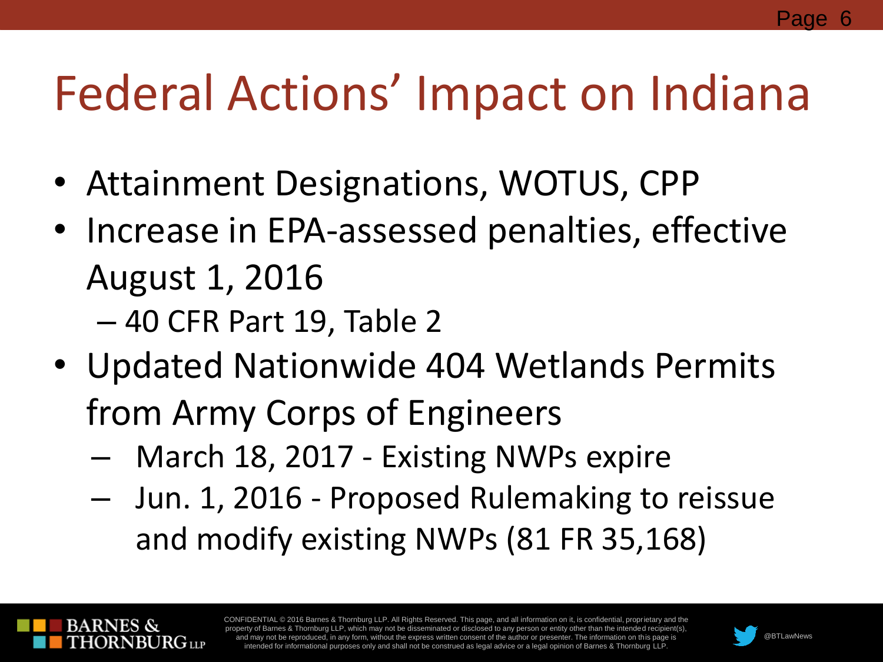# Federal Actions' Impact on Indiana

- Attainment Designations, WOTUS, CPP
- Increase in EPA-assessed penalties, effective August 1, 2016
  - 40 CFR Part 19, Table 2
- Updated Nationwide 404 Wetlands Permits from Army Corps of Engineers
  - March 18, 2017 - Existing NWPs expire
  - Jun. 1, 2016 - Proposed Rulemaking to reissue and modify existing NWPs (81 FR 35,168)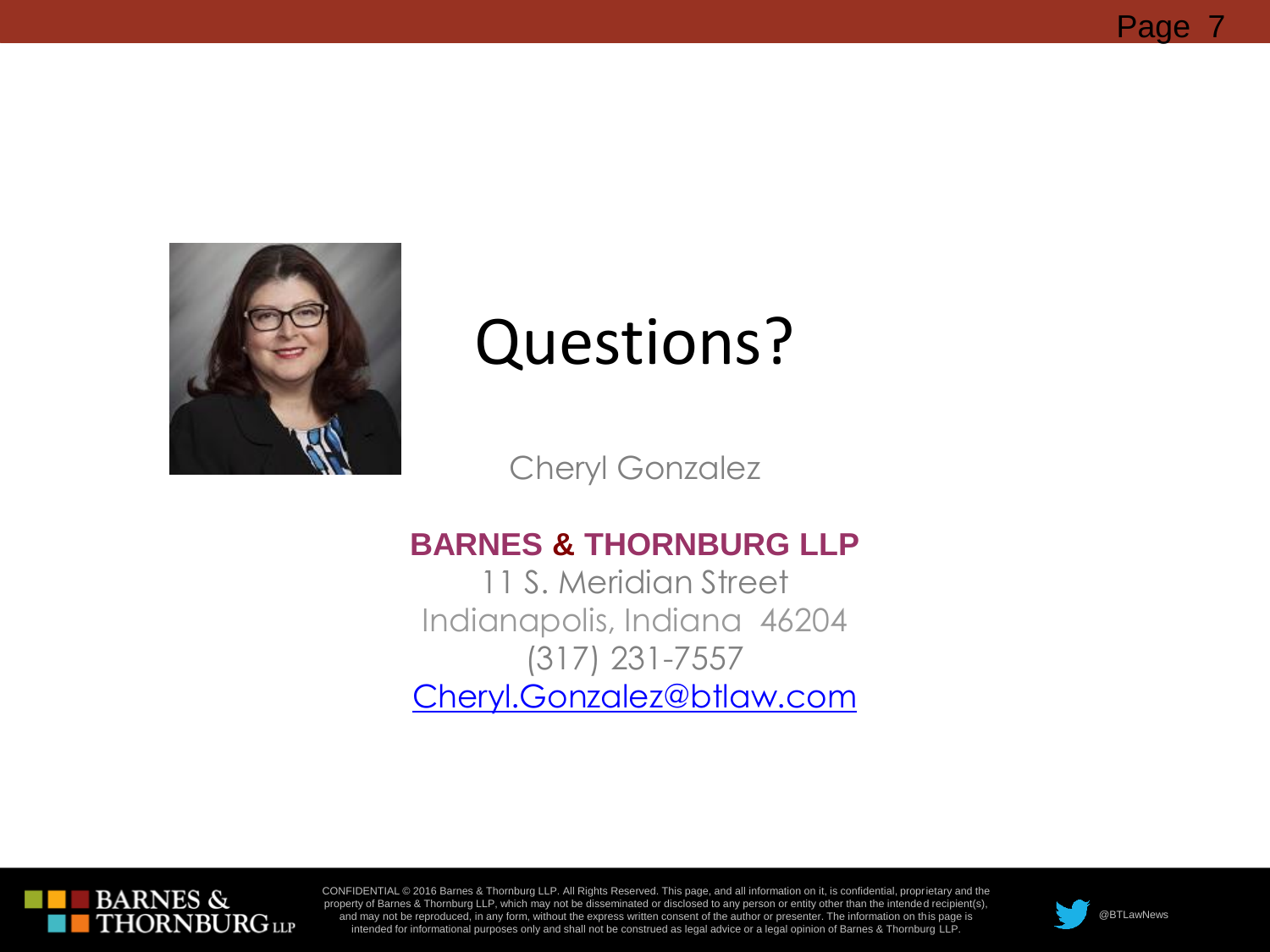# Questions?

Cheryl Gonzalez

**BARNES & THORNBURG LLP**

11 S. Meridian Street
Indianapolis, Indiana 46204
(317) 231-7557
Cheryl.Gonzalez@btlaw.com

CONFIDENTIAL © 2016 Barnes & Thornburg LLP. All Rights Reserved. This page, and all information on it, is confidential, proprietary and the property of Barnes & Thornburg LLP, which may not be disseminated or disclosed to any person or entity other than the intended recipient(s), and may not be reproduced, in any form, without the express written consent of the author or presenter. The information on this page is intended for informational purposes only and shall not be construed as legal advice or a legal opinion of Barnes & Thornburg LLP.

@BTLawNews